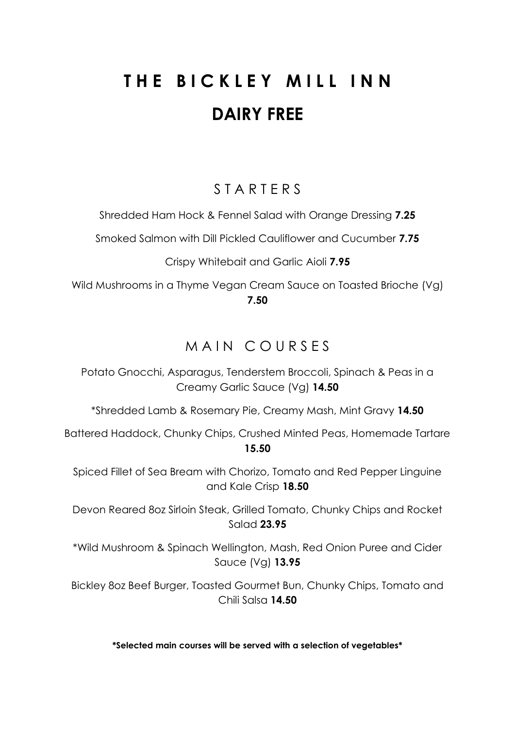# THE BICKLEY MILL INN

# DAIRY FREE

## STARTERS

Shredded Ham Hock & Fennel Salad with Orange Dressing **7.25**

Smoked Salmon with Dill Pickled Cauliflower and Cucumber **7.75**

Crispy Whitebait and Garlic Aioli **7.95**

Wild Mushrooms in a Thyme Vegan Cream Sauce on Toasted Brioche (Vg) **7.50**

## MAIN COURSES

Potato Gnocchi, Asparagus, Tenderstem Broccoli, Spinach & Peas in a Creamy Garlic Sauce (Vg) **14.50**

*Shredded Lamb & Rosemary Pie, Creamy Mash, Mint Gravy **14.50**

Battered Haddock, Chunky Chips, Crushed Minted Peas, Homemade Tartare **15.50**

Spiced Fillet of Sea Bream with Chorizo, Tomato and Red Pepper Linguine and Kale Crisp **18.50**

Devon Reared 8oz Sirloin Steak, Grilled Tomato, Chunky Chips and Rocket Salad **23.95**

*Wild Mushroom & Spinach Wellington, Mash, Red Onion Puree and Cider Sauce (Vg) **13.95**

Bickley 8oz Beef Burger, Toasted Gourmet Bun, Chunky Chips, Tomato and Chili Salsa **14.50**

**\*Selected main courses will be served with a selection of vegetables\***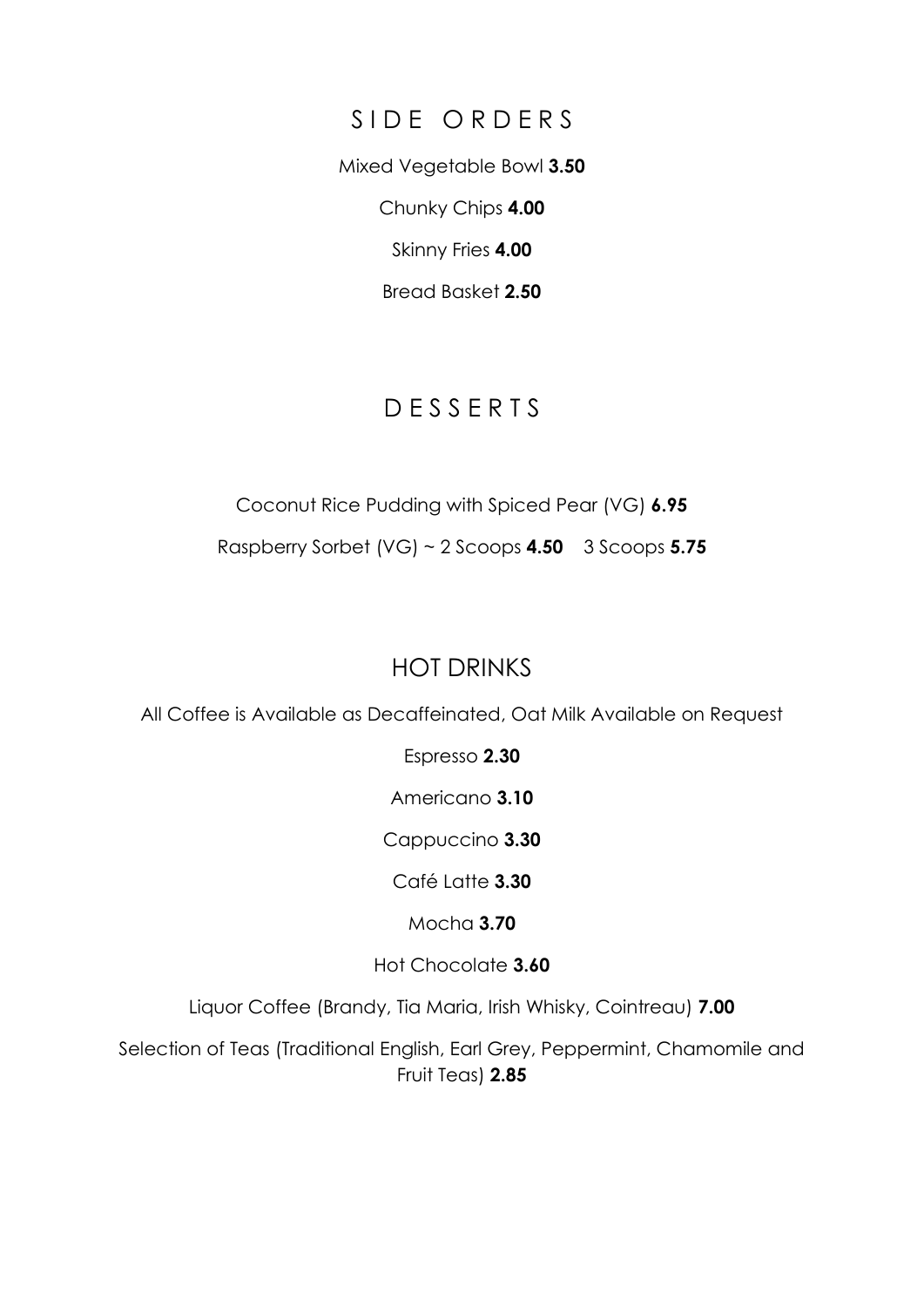## S I D E   O R D E R S

Mixed Vegetable Bowl **3.50**

Chunky Chips **4.00**

Skinny Fries **4.00**

Bread Basket **2.50**

## D E S S E R T S

Coconut Rice Pudding with Spiced Pear (VG) **6.95**

Raspberry Sorbet (VG) ~ 2 Scoops **4.50**   3 Scoops **5.75**

## HOT DRINKS

All Coffee is Available as Decaffeinated, Oat Milk Available on Request

Espresso **2.30**

Americano **3.10**

Cappuccino **3.30**

Café Latte **3.30**

Mocha **3.70**

Hot Chocolate **3.60**

Liquor Coffee (Brandy, Tia Maria, Irish Whisky, Cointreau) **7.00**

Selection of Teas (Traditional English, Earl Grey, Peppermint, Chamomile and Fruit Teas) **2.85**